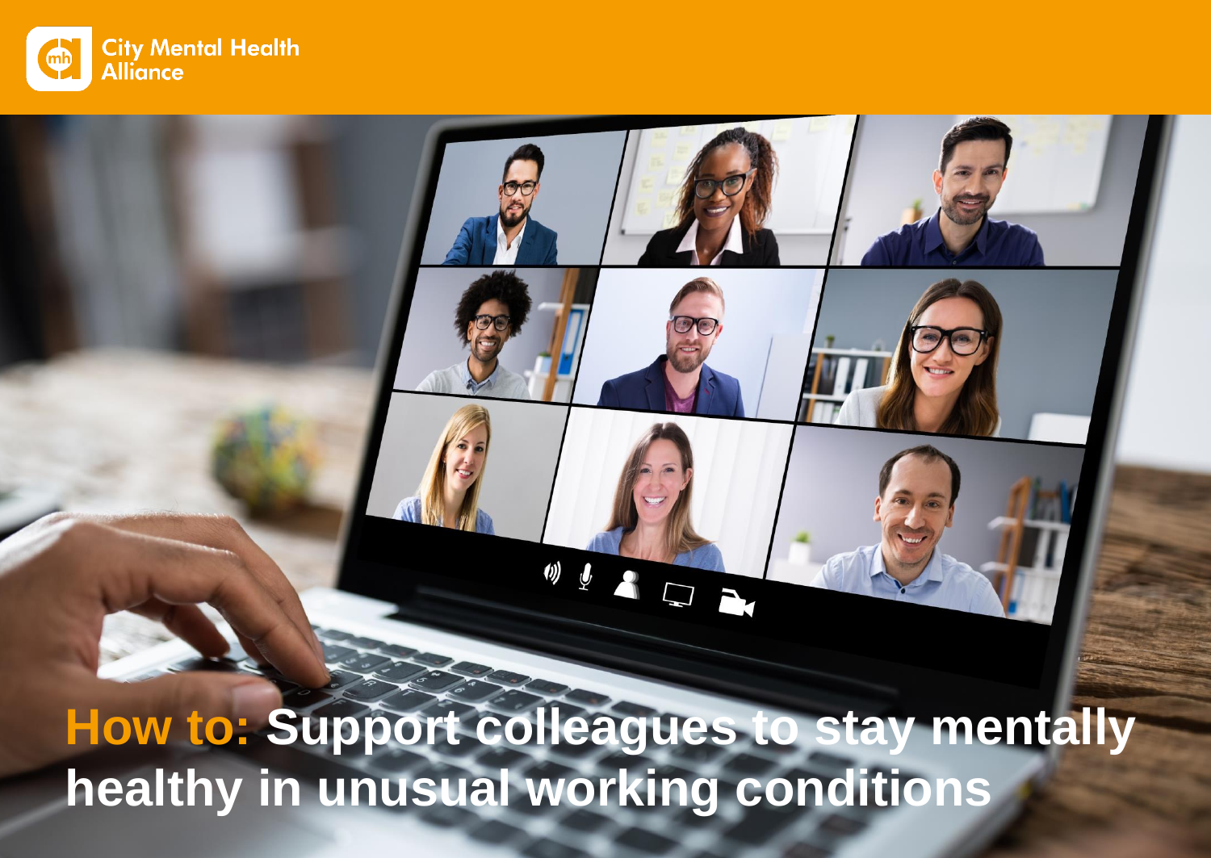City Mental Health Alliance

# How to: Support colleagues to stay mentally healthy in unusual working conditions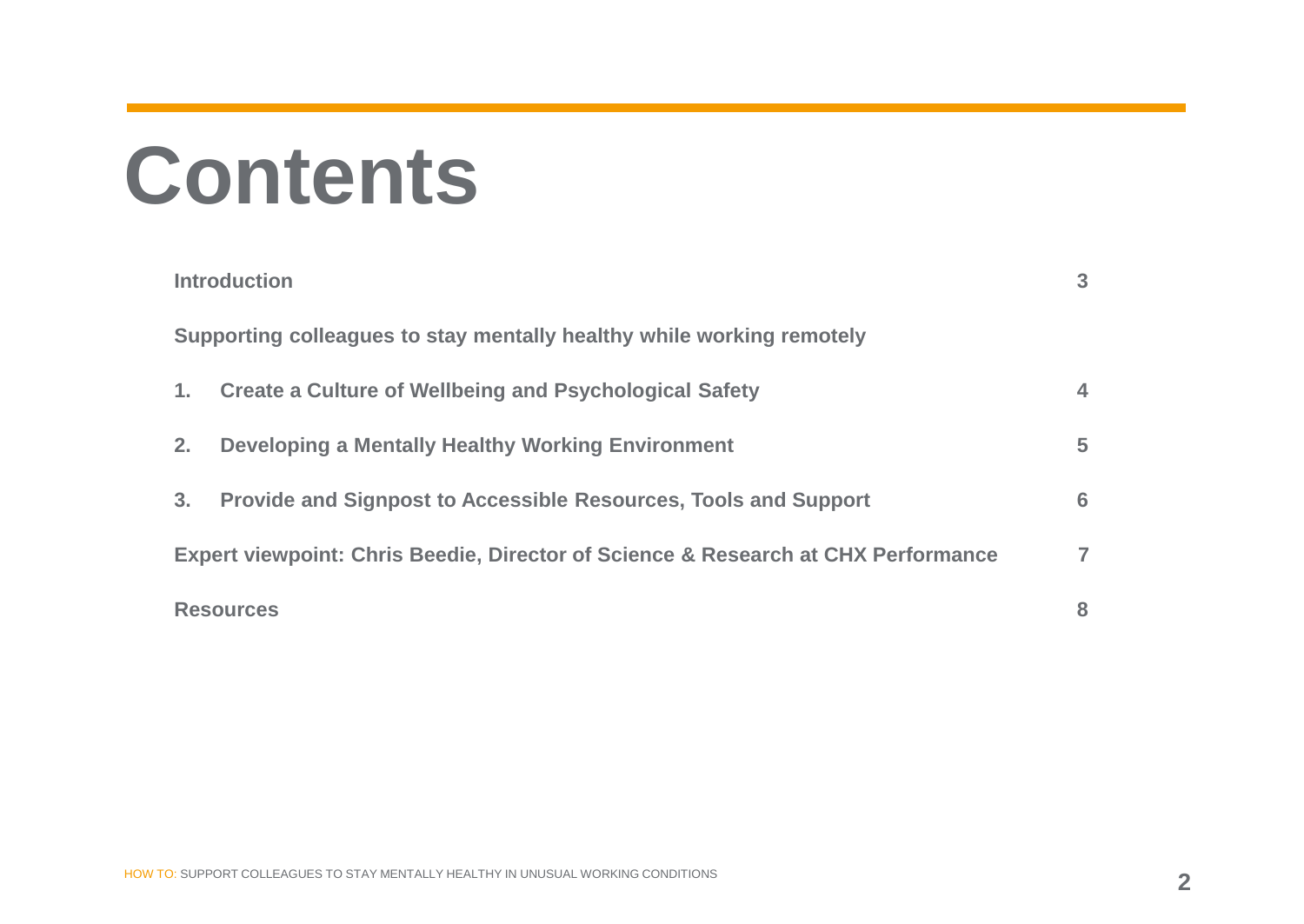# Contents

| | |
|---|---|
| **Introduction** | **3** |
| **Supporting colleagues to stay mentally healthy while working remotely** | |
| **1. Create a Culture of Wellbeing and Psychological Safety** | **4** |
| **2. Developing a Mentally Healthy Working Environment** | **5** |
| **3. Provide and Signpost to Accessible Resources, Tools and Support** | **6** |
| **Expert viewpoint: Chris Beedie, Director of Science & Research at CHX Performance** | **7** |
| **Resources** | **8** |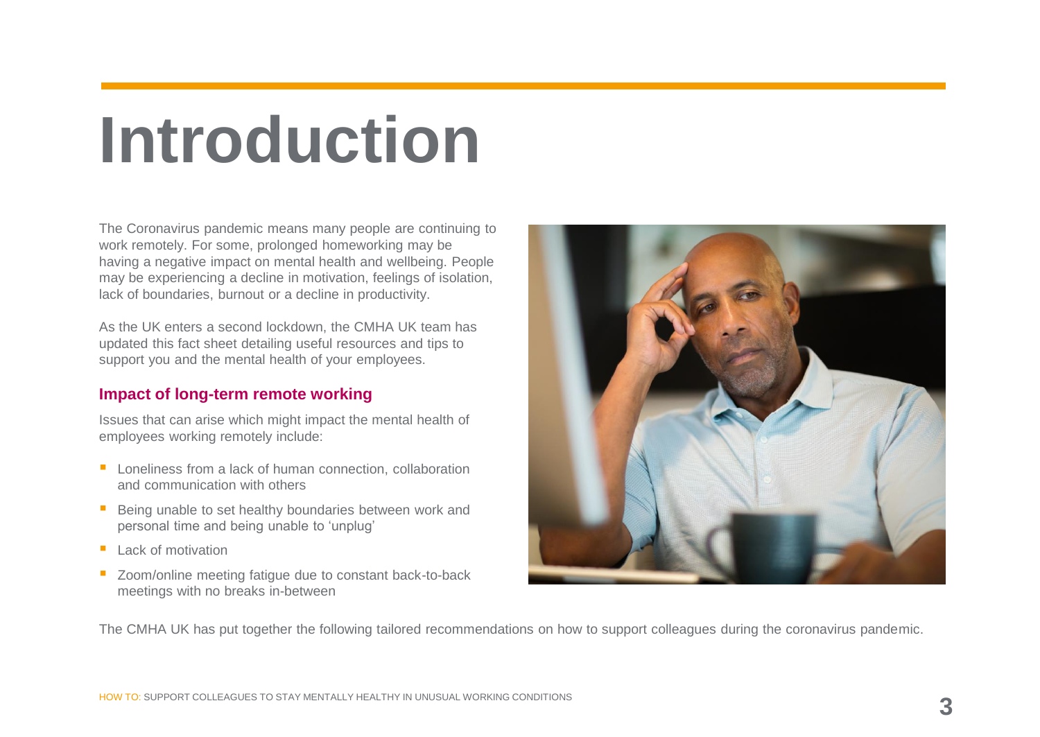# Introduction

The Coronavirus pandemic means many people are continuing to work remotely. For some, prolonged homeworking may be having a negative impact on mental health and wellbeing. People may be experiencing a decline in motivation, feelings of isolation, lack of boundaries, burnout or a decline in productivity.

As the UK enters a second lockdown, the CMHA UK team has updated this fact sheet detailing useful resources and tips to support you and the mental health of your employees.

### Impact of long-term remote working

Issues that can arise which might impact the mental health of employees working remotely include:

- Loneliness from a lack of human connection, collaboration and communication with others
- Being unable to set healthy boundaries between work and personal time and being unable to 'unplug'
- Lack of motivation
- Zoom/online meeting fatigue due to constant back-to-back meetings with no breaks in-between

The CMHA UK has put together the following tailored recommendations on how to support colleagues during the coronavirus pandemic.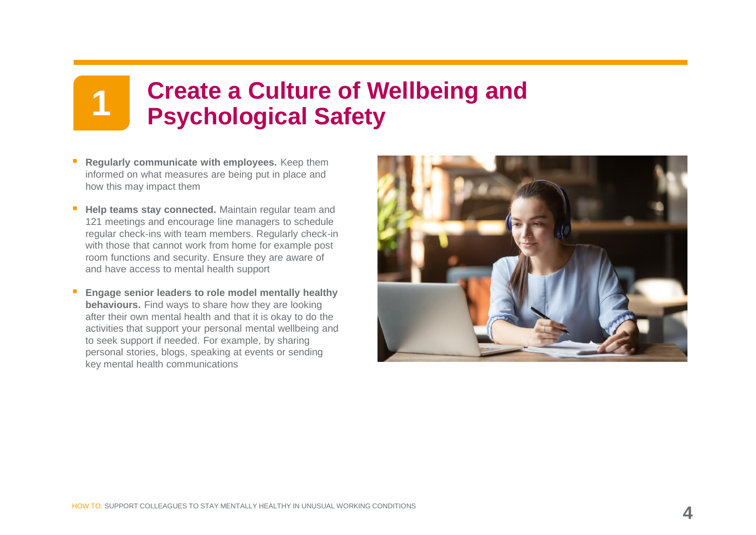# 1 Create a Culture of Wellbeing and Psychological Safety

- **Regularly communicate with employees.** Keep them informed on what measures are being put in place and how this may impact them
- **Help teams stay connected.** Maintain regular team and 121 meetings and encourage line managers to schedule regular check-ins with team members. Regularly check-in with those that cannot work from home for example post room functions and security. Ensure they are aware of and have access to mental health support
- **Engage senior leaders to role model mentally healthy behaviours.** Find ways to share how they are looking after their own mental health and that it is okay to do the activities that support your personal mental wellbeing and to seek support if needed. For example, by sharing personal stories, blogs, speaking at events or sending key mental health communications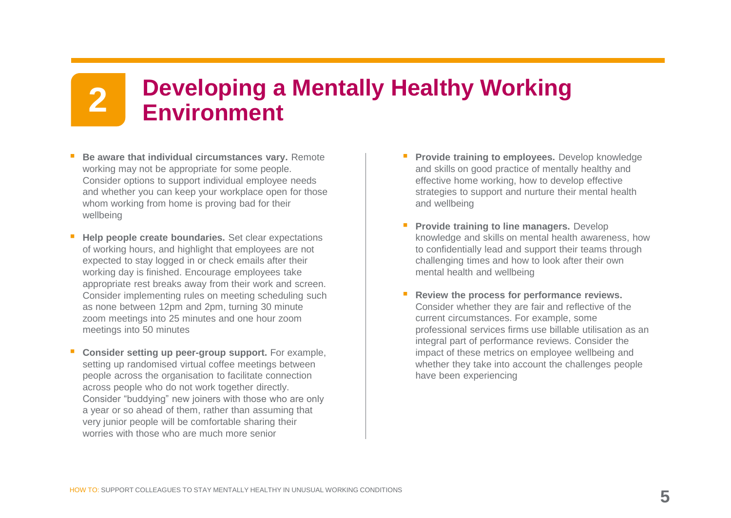# 2 Developing a Mentally Healthy Working Environment

- **Be aware that individual circumstances vary.** Remote working may not be appropriate for some people. Consider options to support individual employee needs and whether you can keep your workplace open for those whom working from home is proving bad for their wellbeing
- **Help people create boundaries.** Set clear expectations of working hours, and highlight that employees are not expected to stay logged in or check emails after their working day is finished. Encourage employees take appropriate rest breaks away from their work and screen. Consider implementing rules on meeting scheduling such as none between 12pm and 2pm, turning 30 minute zoom meetings into 25 minutes and one hour zoom meetings into 50 minutes
- **Consider setting up peer-group support.** For example, setting up randomised virtual coffee meetings between people across the organisation to facilitate connection across people who do not work together directly. Consider "buddying" new joiners with those who are only a year or so ahead of them, rather than assuming that very junior people will be comfortable sharing their worries with those who are much more senior
- **Provide training to employees.** Develop knowledge and skills on good practice of mentally healthy and effective home working, how to develop effective strategies to support and nurture their mental health and wellbeing
- **Provide training to line managers.** Develop knowledge and skills on mental health awareness, how to confidentially lead and support their teams through challenging times and how to look after their own mental health and wellbeing
- **Review the process for performance reviews.** Consider whether they are fair and reflective of the current circumstances. For example, some professional services firms use billable utilisation as an integral part of performance reviews. Consider the impact of these metrics on employee wellbeing and whether they take into account the challenges people have been experiencing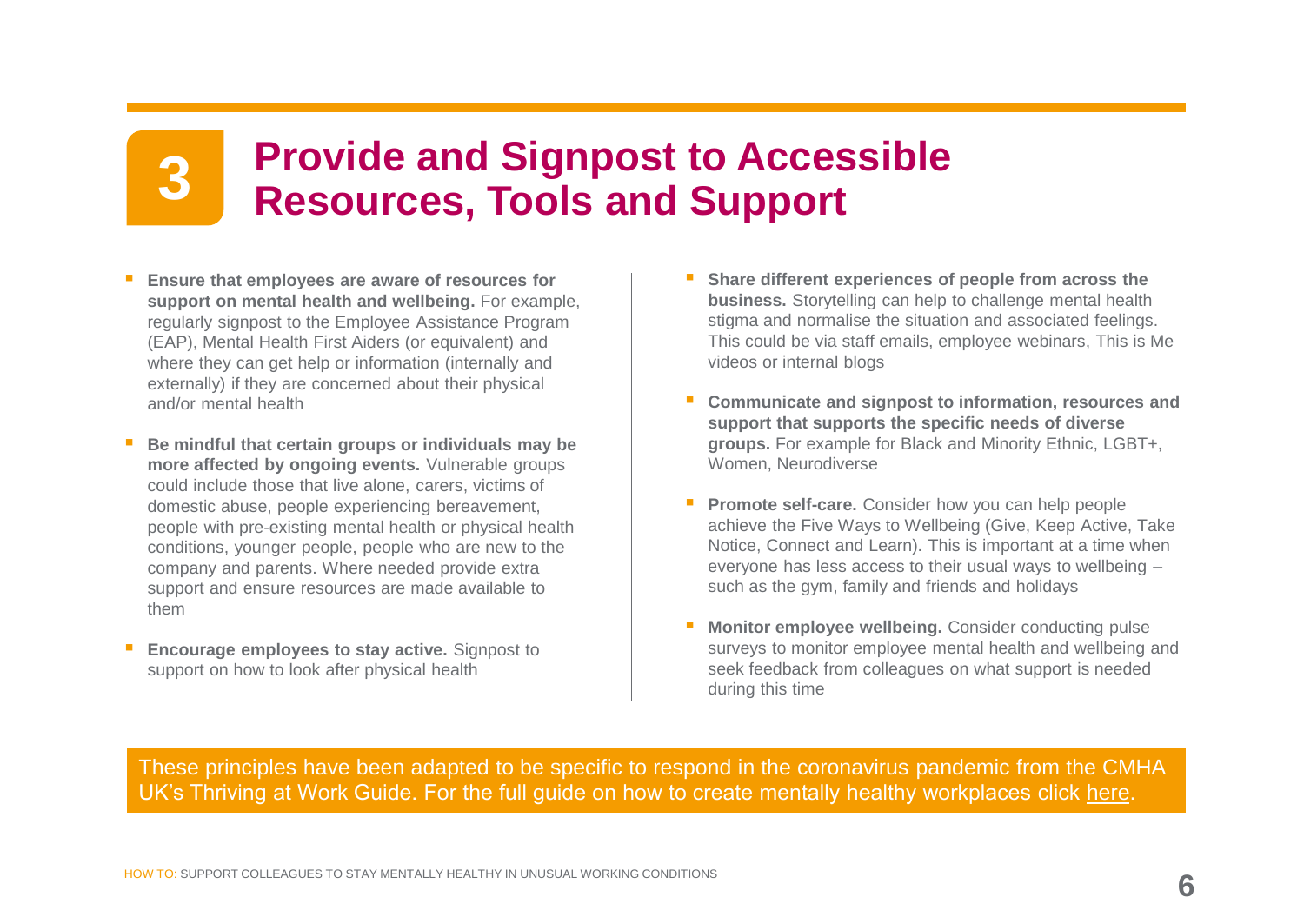# 3 Provide and Signpost to Accessible Resources, Tools and Support

- **Ensure that employees are aware of resources for support on mental health and wellbeing.** For example, regularly signpost to the Employee Assistance Program (EAP), Mental Health First Aiders (or equivalent) and where they can get help or information (internally and externally) if they are concerned about their physical and/or mental health
- **Be mindful that certain groups or individuals may be more affected by ongoing events.** Vulnerable groups could include those that live alone, carers, victims of domestic abuse, people experiencing bereavement, people with pre-existing mental health or physical health conditions, younger people, people who are new to the company and parents. Where needed provide extra support and ensure resources are made available to them
- **Encourage employees to stay active.** Signpost to support on how to look after physical health
- **Share different experiences of people from across the business.** Storytelling can help to challenge mental health stigma and normalise the situation and associated feelings. This could be via staff emails, employee webinars, This is Me videos or internal blogs
- **Communicate and signpost to information, resources and support that supports the specific needs of diverse groups.** For example for Black and Minority Ethnic, LGBT+, Women, Neurodiverse
- **Promote self-care.** Consider how you can help people achieve the Five Ways to Wellbeing (Give, Keep Active, Take Notice, Connect and Learn). This is important at a time when everyone has less access to their usual ways to wellbeing – such as the gym, family and friends and holidays
- **Monitor employee wellbeing.** Consider conducting pulse surveys to monitor employee mental health and wellbeing and seek feedback from colleagues on what support is needed during this time

These principles have been adapted to be specific to respond in the coronavirus pandemic from the CMHA UK's Thriving at Work Guide. For the full guide on how to create mentally healthy workplaces click here.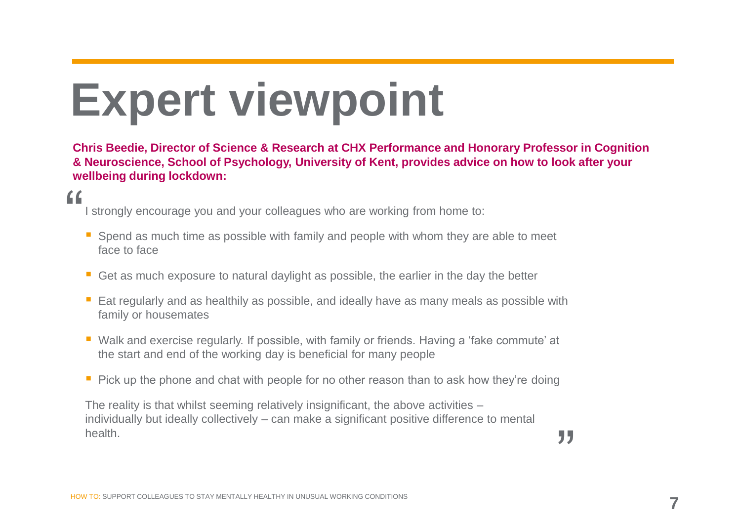# Expert viewpoint

**Chris Beedie, Director of Science & Research at CHX Performance and Honorary Professor in Cognition & Neuroscience, School of Psychology, University of Kent, provides advice on how to look after your wellbeing during lockdown:**

"I strongly encourage you and your colleagues who are working from home to:

- Spend as much time as possible with family and people with whom they are able to meet face to face
- Get as much exposure to natural daylight as possible, the earlier in the day the better
- Eat regularly and as healthily as possible, and ideally have as many meals as possible with family or housemates
- Walk and exercise regularly. If possible, with family or friends. Having a 'fake commute' at the start and end of the working day is beneficial for many people
- Pick up the phone and chat with people for no other reason than to ask how they're doing

The reality is that whilst seeming relatively insignificant, the above activities – individually but ideally collectively – can make a significant positive difference to mental health."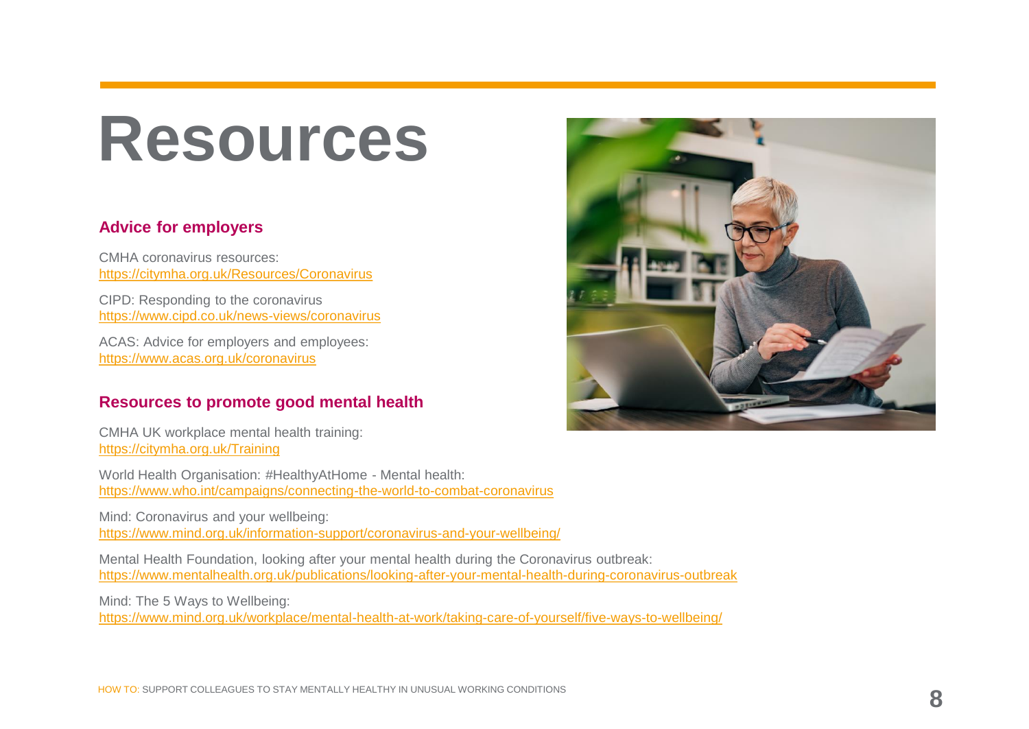# Resources

## Advice for employers

CMHA coronavirus resources:
https://citymha.org.uk/Resources/Coronavirus

CIPD: Responding to the coronavirus
https://www.cipd.co.uk/news-views/coronavirus

ACAS: Advice for employers and employees:
https://www.acas.org.uk/coronavirus

## Resources to promote good mental health

CMHA UK workplace mental health training:
https://citymha.org.uk/Training

World Health Organisation: #HealthyAtHome - Mental health:
https://www.who.int/campaigns/connecting-the-world-to-combat-coronavirus

Mind: Coronavirus and your wellbeing:
https://www.mind.org.uk/information-support/coronavirus-and-your-wellbeing/

Mental Health Foundation, looking after your mental health during the Coronavirus outbreak:
https://www.mentalhealth.org.uk/publications/looking-after-your-mental-health-during-coronavirus-outbreak

Mind: The 5 Ways to Wellbeing:
https://www.mind.org.uk/workplace/mental-health-at-work/taking-care-of-yourself/five-ways-to-wellbeing/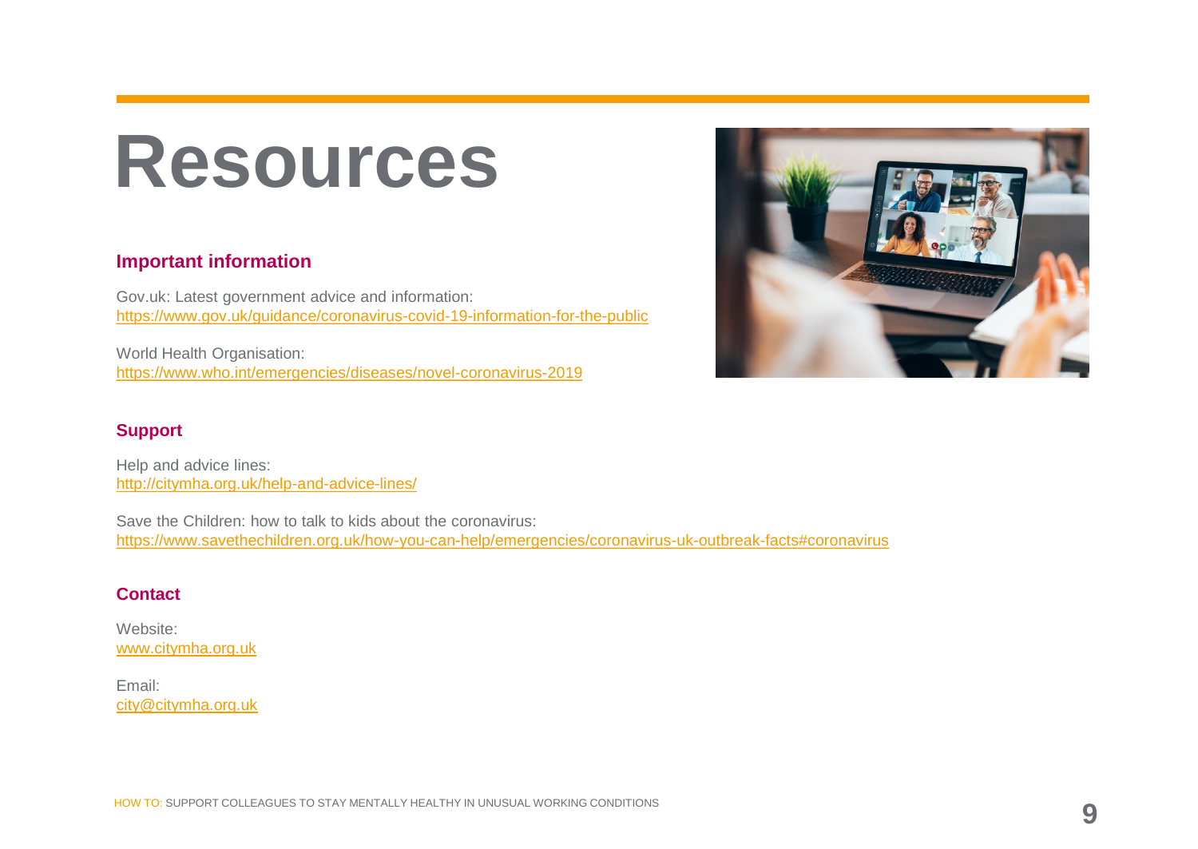# Resources

## Important information

Gov.uk: Latest government advice and information:
[https://www.gov.uk/guidance/coronavirus-covid-19-information-for-the-public](https://www.gov.uk/guidance/coronavirus-covid-19-information-for-the-public)

World Health Organisation:
[https://www.who.int/emergencies/diseases/novel-coronavirus-2019](https://www.who.int/emergencies/diseases/novel-coronavirus-2019)

## Support

Help and advice lines:
[http://citymha.org.uk/help-and-advice-lines/](http://citymha.org.uk/help-and-advice-lines/)

Save the Children: how to talk to kids about the coronavirus:
[https://www.savethechildren.org.uk/how-you-can-help/emergencies/coronavirus-uk-outbreak-facts#coronavirus](https://www.savethechildren.org.uk/how-you-can-help/emergencies/coronavirus-uk-outbreak-facts#coronavirus)

## Contact

Website:
[www.citymha.org.uk](http://www.citymha.org.uk)

Email:
[city@citymha.org.uk](mailto:city@citymha.org.uk)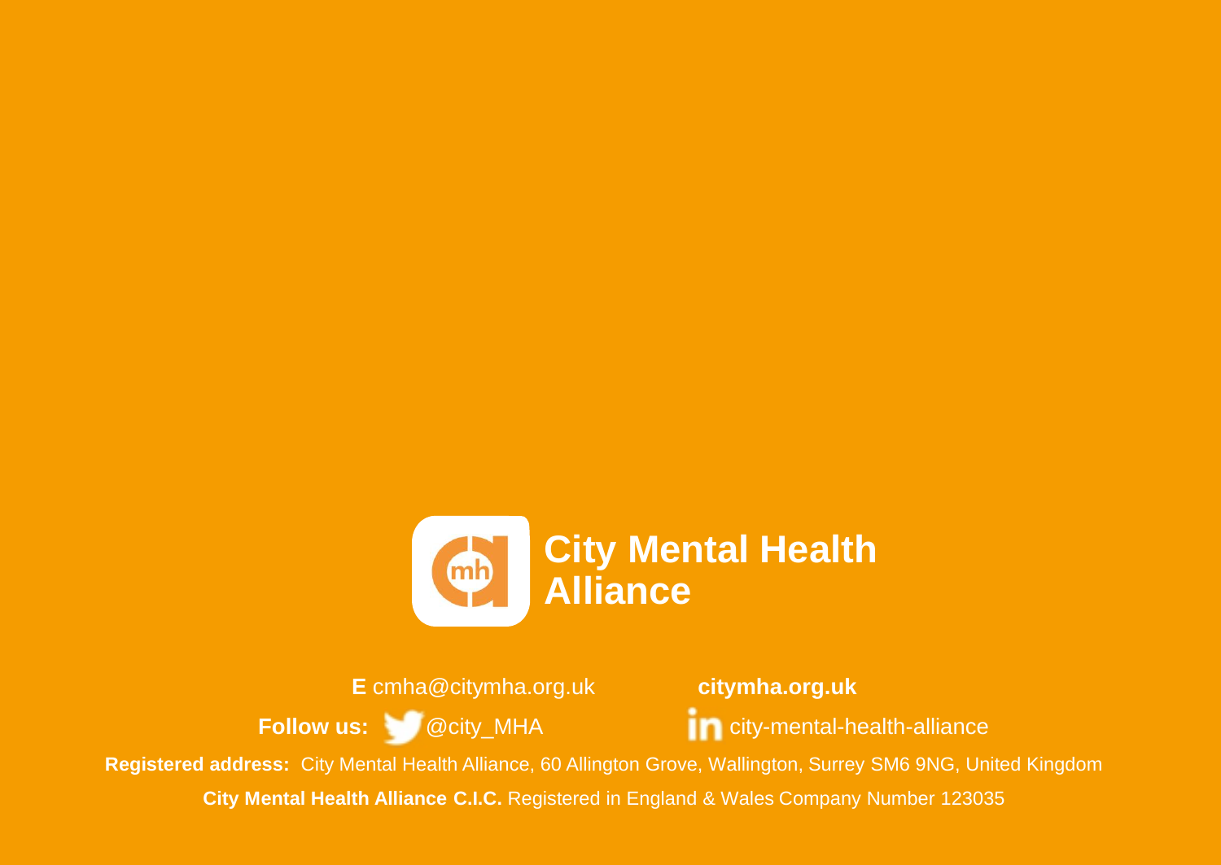**City Mental Health Alliance**

**E** cmha@citymha.org.uk **citymha.org.uk**

**Follow us:** @city_MHA city-mental-health-alliance

**Registered address:** City Mental Health Alliance, 60 Allington Grove, Wallington, Surrey SM6 9NG, United Kingdom

**City Mental Health Alliance C.I.C.** Registered in England & Wales Company Number 123035